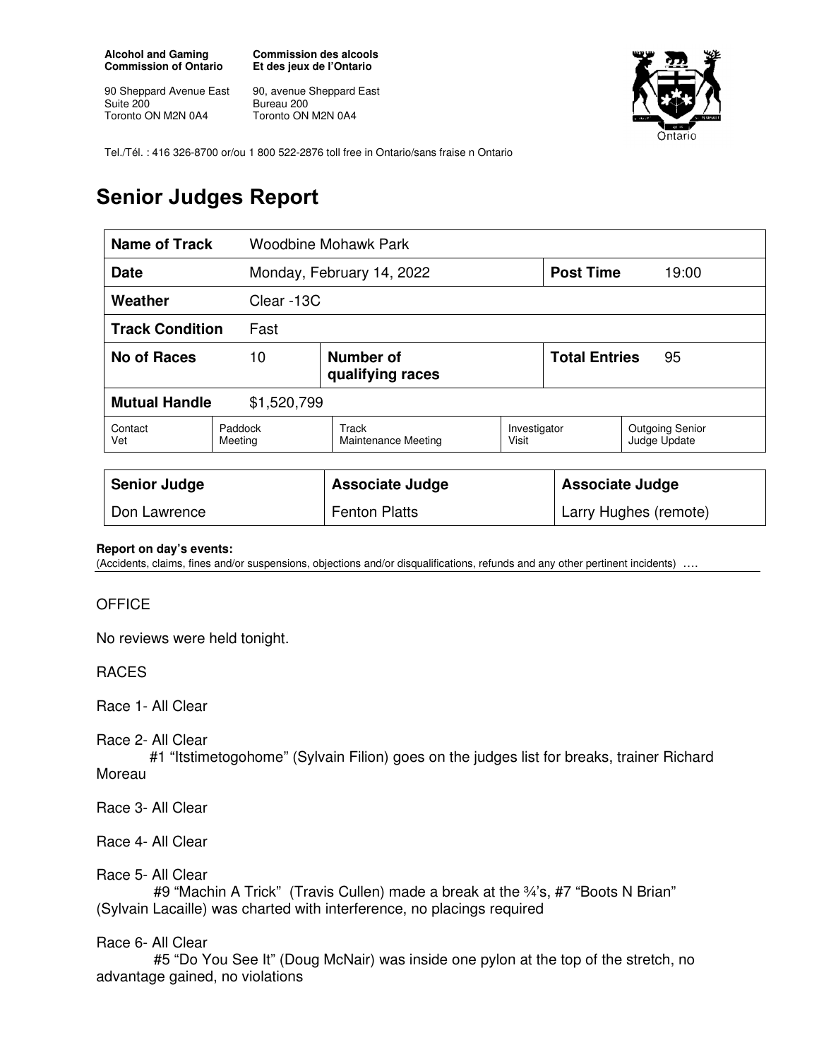**Alcohol and Gaming Commission of Ontario**

**Commission des alcools Et des jeux de l'Ontario**

90 Sheppard Avenue East
Suite 200
Toronto ON M2N 0A4

90, avenue Sheppard East
Bureau 200
Toronto ON M2N 0A4

Ontario

Tel./Tél. : 416 326-8700 or/ou 1 800 522-2876 toll free in Ontario/sans fraise n Ontario

# Senior Judges Report

| **Name of Track** | Woodbine Mohawk Park | | | | |
|---|---|---|---|---|---|
| **Date** | Monday, February 14, 2022 | | | **Post Time** | 19:00 |
| **Weather** | Clear -13C | | | | |
| **Track Condition** | Fast | | | | |
| **No of Races** | 10 | **Number of qualifying races** | | **Total Entries** | 95 |
| **Mutual Handle** | $1,520,799 | | | | |
| Contact Vet | Paddock Meeting | Track Maintenance Meeting | | Investigator Visit | Outgoing Senior Judge Update |

| **Senior Judge** | **Associate Judge** | **Associate Judge** |
|---|---|---|
| Don Lawrence | Fenton Platts | Larry Hughes (remote) |

**Report on day's events:**
(Accidents, claims, fines and/or suspensions, objections and/or disqualifications, refunds and any other pertinent incidents) ….

OFFICE

No reviews were held tonight.

RACES

Race 1- All Clear

Race 2- All Clear
#1 "Itstimetogohome" (Sylvain Filion) goes on the judges list for breaks, trainer Richard Moreau

Race 3- All Clear

Race 4- All Clear

Race 5- All Clear
#9 "Machin A Trick" (Travis Cullen) made a break at the ¾'s, #7 "Boots N Brian" (Sylvain Lacaille) was charted with interference, no placings required

Race 6- All Clear
#5 "Do You See It" (Doug McNair) was inside one pylon at the top of the stretch, no advantage gained, no violations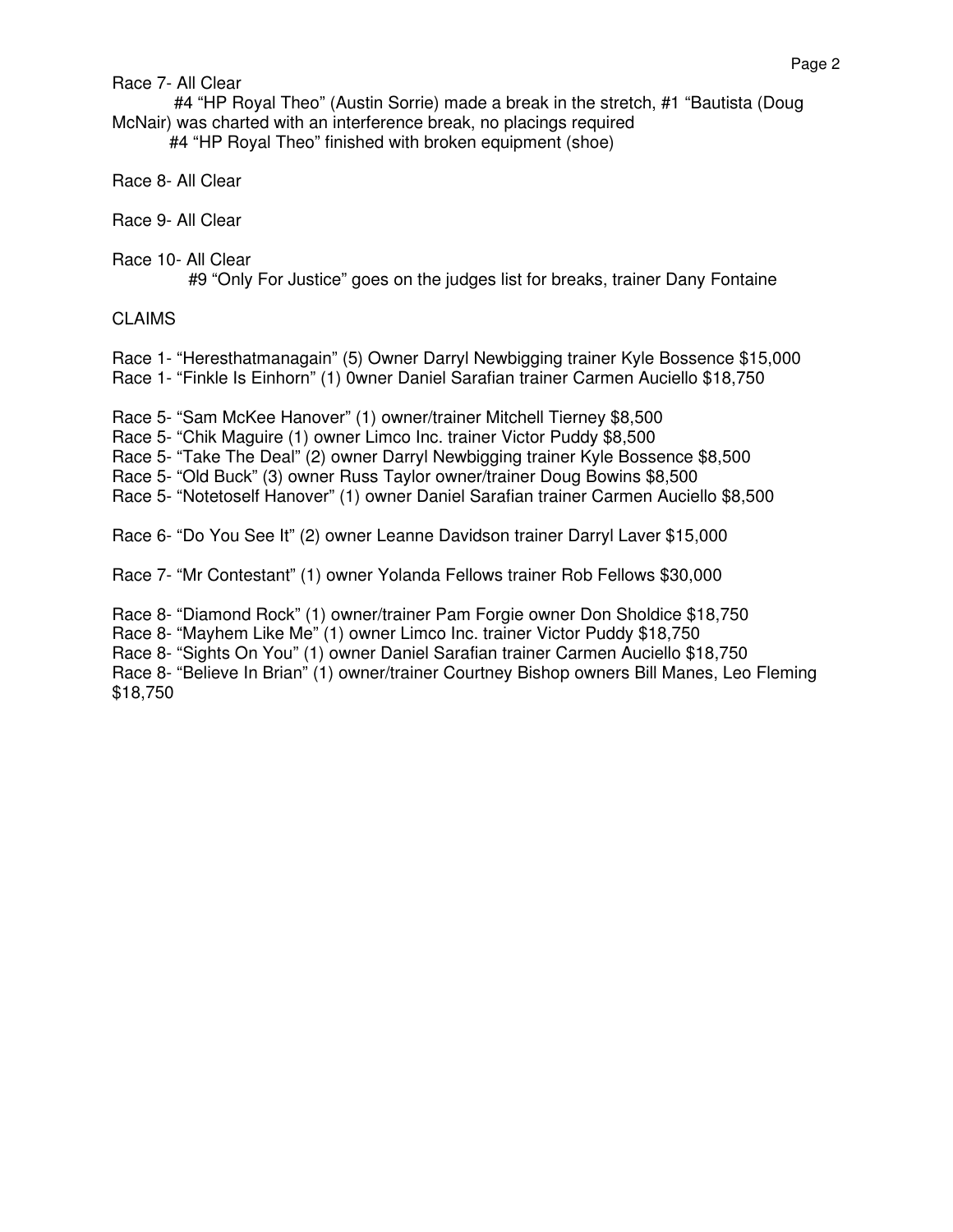Race 7- All Clear

#4 “HP Royal Theo” (Austin Sorrie) made a break in the stretch, #1 “Bautista (Doug McNair) was charted with an interference break, no placings required

#4 “HP Royal Theo” finished with broken equipment (shoe)

Race 8- All Clear

Race 9- All Clear

Race 10- All Clear

#9 “Only For Justice” goes on the judges list for breaks, trainer Dany Fontaine

CLAIMS

Race 1- “Heresthatmanagain” (5) Owner Darryl Newbigging trainer Kyle Bossence $15,000
Race 1- “Finkle Is Einhorn” (1) 0wner Daniel Sarafian trainer Carmen Auciello $18,750

Race 5- “Sam McKee Hanover” (1) owner/trainer Mitchell Tierney $8,500
Race 5- “Chik Maguire (1) owner Limco Inc. trainer Victor Puddy $8,500
Race 5- “Take The Deal” (2) owner Darryl Newbigging trainer Kyle Bossence $8,500
Race 5- “Old Buck” (3) owner Russ Taylor owner/trainer Doug Bowins $8,500
Race 5- “Notetoself Hanover” (1) owner Daniel Sarafian trainer Carmen Auciello $8,500

Race 6- “Do You See It” (2) owner Leanne Davidson trainer Darryl Laver $15,000

Race 7- “Mr Contestant” (1) owner Yolanda Fellows trainer Rob Fellows $30,000

Race 8- “Diamond Rock” (1) owner/trainer Pam Forgie owner Don Sholdice $18,750
Race 8- “Mayhem Like Me” (1) owner Limco Inc. trainer Victor Puddy $18,750
Race 8- “Sights On You” (1) owner Daniel Sarafian trainer Carmen Auciello $18,750
Race 8- “Believe In Brian” (1) owner/trainer Courtney Bishop owners Bill Manes, Leo Fleming $18,750